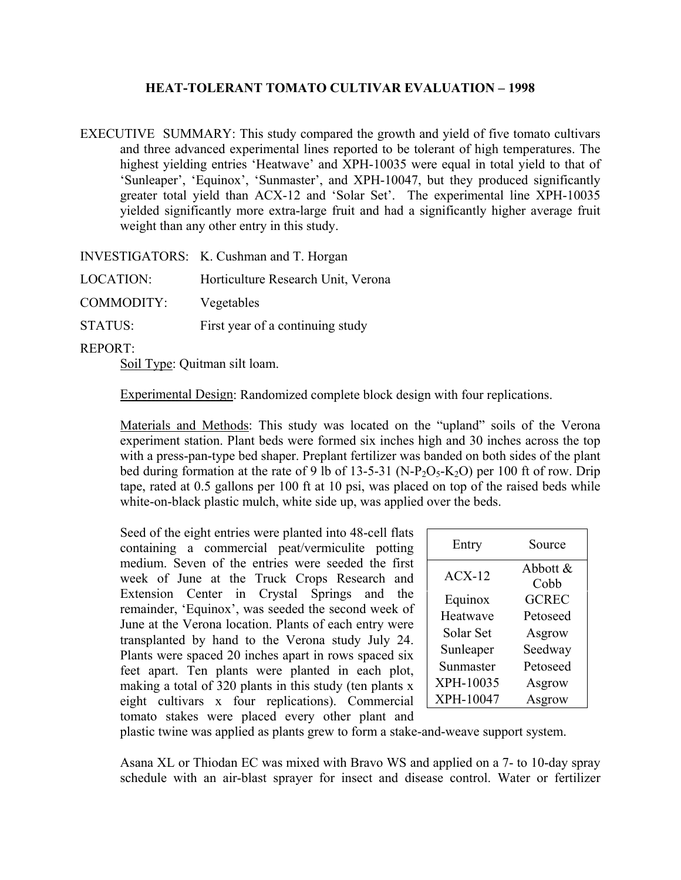# HEAT-TOLERANT TOMATO CULTIVAR EVALUATION – 1998

EXECUTIVE SUMMARY: This study compared the growth and yield of five tomato cultivars and three advanced experimental lines reported to be tolerant of high temperatures. The highest yielding entries 'Heatwave' and XPH-10035 were equal in total yield to that of 'Sunleaper', 'Equinox', 'Sunmaster', and XPH-10047, but they produced significantly greater total yield than ACX-12 and 'Solar Set'. The experimental line XPH-10035 yielded significantly more extra-large fruit and had a significantly higher average fruit weight than any other entry in this study.

INVESTIGATORS: K. Cushman and T. Horgan

LOCATION: Horticulture Research Unit, Verona

COMMODITY: Vegetables

STATUS: First year of a continuing study

REPORT:

Soil Type: Quitman silt loam.

Experimental Design: Randomized complete block design with four replications.

Materials and Methods: This study was located on the "upland" soils of the Verona experiment station. Plant beds were formed six inches high and 30 inches across the top with a press-pan-type bed shaper. Preplant fertilizer was banded on both sides of the plant bed during formation at the rate of 9 lb of 13-5-31 ($N$-$P_2O_5$-$K_2O$) per 100 ft of row. Drip tape, rated at 0.5 gallons per 100 ft at 10 psi, was placed on top of the raised beds while white-on-black plastic mulch, white side up, was applied over the beds.

| Entry | Source |
|---|---|
| ACX-12 | Abbott & Cobb |
| Equinox | GCREC |
| Heatwave | Petoseed |
| Solar Set | Asgrow |
| Sunleaper | Seedway |
| Sunmaster | Petoseed |
| XPH-10035 | Asgrow |
| XPH-10047 | Asgrow |

Seed of the eight entries were planted into 48-cell flats containing a commercial peat/vermiculite potting medium. Seven of the entries were seeded the first week of June at the Truck Crops Research and Extension Center in Crystal Springs and the remainder, 'Equinox', was seeded the second week of June at the Verona location. Plants of each entry were transplanted by hand to the Verona study July 24. Plants were spaced 20 inches apart in rows spaced six feet apart. Ten plants were planted in each plot, making a total of 320 plants in this study (ten plants x eight cultivars x four replications). Commercial tomato stakes were placed every other plant and plastic twine was applied as plants grew to form a stake-and-weave support system.

Asana XL or Thiodan EC was mixed with Bravo WS and applied on a 7- to 10-day spray schedule with an air-blast sprayer for insect and disease control. Water or fertilizer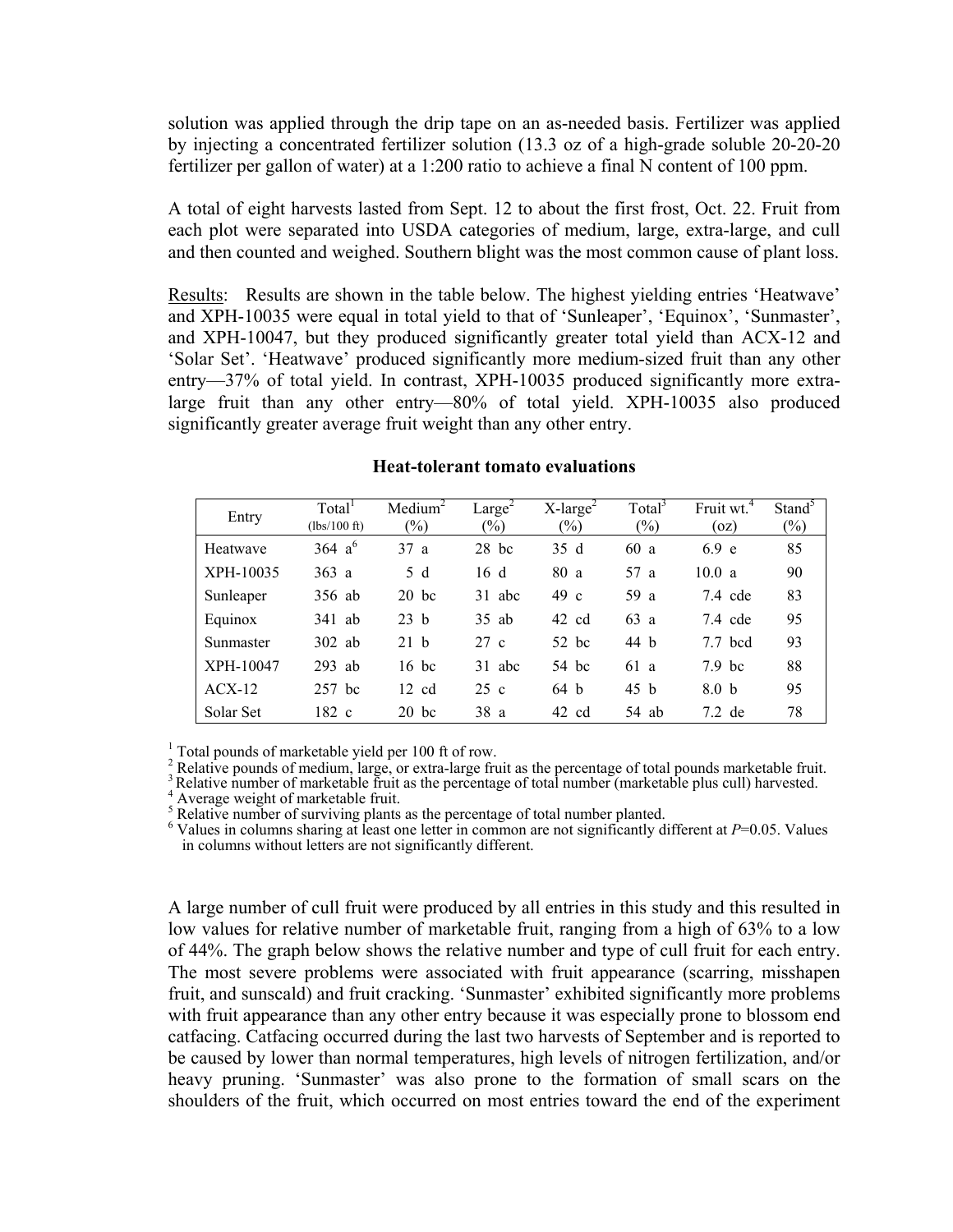solution was applied through the drip tape on an as-needed basis. Fertilizer was applied by injecting a concentrated fertilizer solution (13.3 oz of a high-grade soluble 20-20-20 fertilizer per gallon of water) at a 1:200 ratio to achieve a final N content of 100 ppm.

A total of eight harvests lasted from Sept. 12 to about the first frost, Oct. 22. Fruit from each plot were separated into USDA categories of medium, large, extra-large, and cull and then counted and weighed. Southern blight was the most common cause of plant loss.

Results: Results are shown in the table below. The highest yielding entries 'Heatwave' and XPH-10035 were equal in total yield to that of 'Sunleaper', 'Equinox', 'Sunmaster', and XPH-10047, but they produced significantly greater total yield than ACX-12 and 'Solar Set'. 'Heatwave' produced significantly more medium-sized fruit than any other entry—37% of total yield. In contrast, XPH-10035 produced significantly more extra-large fruit than any other entry—80% of total yield. XPH-10035 also produced significantly greater average fruit weight than any other entry.

**Heat-tolerant tomato evaluations**

| Entry | Total[1] (lbs/100 ft) | Medium[2] (%) | Large[2] (%) | X-large[2] (%) | Total[3] (%) | Fruit wt.[4] (oz) | Stand[5] (%) |
|---|---|---|---|---|---|---|---|
| Heatwave | 364 a[6] | 37 a | 28 bc | 35 d | 60 a | 6.9 e | 85 |
| XPH-10035 | 363 a | 5 d | 16 d | 80 a | 57 a | 10.0 a | 90 |
| Sunleaper | 356 ab | 20 bc | 31 abc | 49 c | 59 a | 7.4 cde | 83 |
| Equinox | 341 ab | 23 b | 35 ab | 42 cd | 63 a | 7.4 cde | 95 |
| Sunmaster | 302 ab | 21 b | 27 c | 52 bc | 44 b | 7.7 bcd | 93 |
| XPH-10047 | 293 ab | 16 bc | 31 abc | 54 bc | 61 a | 7.9 bc | 88 |
| ACX-12 | 257 bc | 12 cd | 25 c | 64 b | 45 b | 8.0 b | 95 |
| Solar Set | 182 c | 20 bc | 38 a | 42 cd | 54 ab | 7.2 de | 78 |

[1] Total pounds of marketable yield per 100 ft of row.
[2] Relative pounds of medium, large, or extra-large fruit as the percentage of total pounds marketable fruit.
[3] Relative number of marketable fruit as the percentage of total number (marketable plus cull) harvested.
[4] Average weight of marketable fruit.
[5] Relative number of surviving plants as the percentage of total number planted.
[6] Values in columns sharing at least one letter in common are not significantly different at $P$=0.05. Values in columns without letters are not significantly different.

A large number of cull fruit were produced by all entries in this study and this resulted in low values for relative number of marketable fruit, ranging from a high of 63% to a low of 44%. The graph below shows the relative number and type of cull fruit for each entry. The most severe problems were associated with fruit appearance (scarring, misshapen fruit, and sunscald) and fruit cracking. 'Sunmaster' exhibited significantly more problems with fruit appearance than any other entry because it was especially prone to blossom end catfacing. Catfacing occurred during the last two harvests of September and is reported to be caused by lower than normal temperatures, high levels of nitrogen fertilization, and/or heavy pruning. 'Sunmaster' was also prone to the formation of small scars on the shoulders of the fruit, which occurred on most entries toward the end of the experiment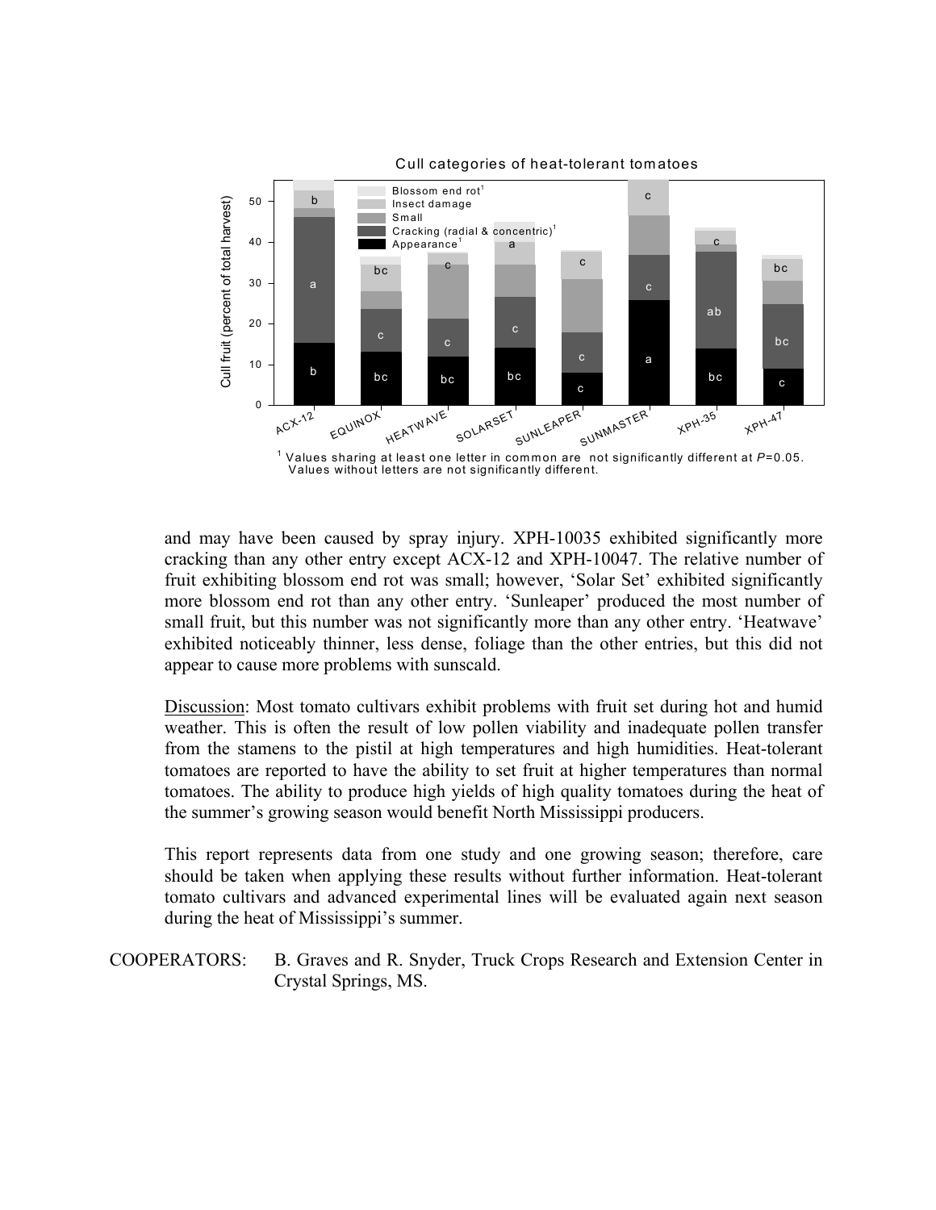Cull categories of heat-tolerant tomatoes

Cull fruit (percent of total harvest)

0
10
20
30
40
50

Blossom end rot[1]
Insect damage
Small
Cracking (radial & concentric)[1]
Appearance[1]

b
a
b
bc
c
bc
c
c
bc
a
c
bc
c
c
c
c
a
c
c
ab
bc
bc
bc
c

ACX-12
EQUINOX
HEATWAVE
SOLARSET
SUNLEAPER
SUNMASTER
XPH-35
XPH-47

[1] Values sharing at least one letter in common are not significantly different at $P$=0.05. Values without letters are not significantly different.

and may have been caused by spray injury. XPH-10035 exhibited significantly more cracking than any other entry except ACX-12 and XPH-10047. The relative number of fruit exhibiting blossom end rot was small; however, 'Solar Set' exhibited significantly more blossom end rot than any other entry. 'Sunleaper' produced the most number of small fruit, but this number was not significantly more than any other entry. 'Heatwave' exhibited noticeably thinner, less dense, foliage than the other entries, but this did not appear to cause more problems with sunscald.

Discussion: Most tomato cultivars exhibit problems with fruit set during hot and humid weather. This is often the result of low pollen viability and inadequate pollen transfer from the stamens to the pistil at high temperatures and high humidities. Heat-tolerant tomatoes are reported to have the ability to set fruit at higher temperatures than normal tomatoes. The ability to produce high yields of high quality tomatoes during the heat of the summer's growing season would benefit North Mississippi producers.

This report represents data from one study and one growing season; therefore, care should be taken when applying these results without further information. Heat-tolerant tomato cultivars and advanced experimental lines will be evaluated again next season during the heat of Mississippi's summer.

COOPERATORS: B. Graves and R. Snyder, Truck Crops Research and Extension Center in Crystal Springs, MS.